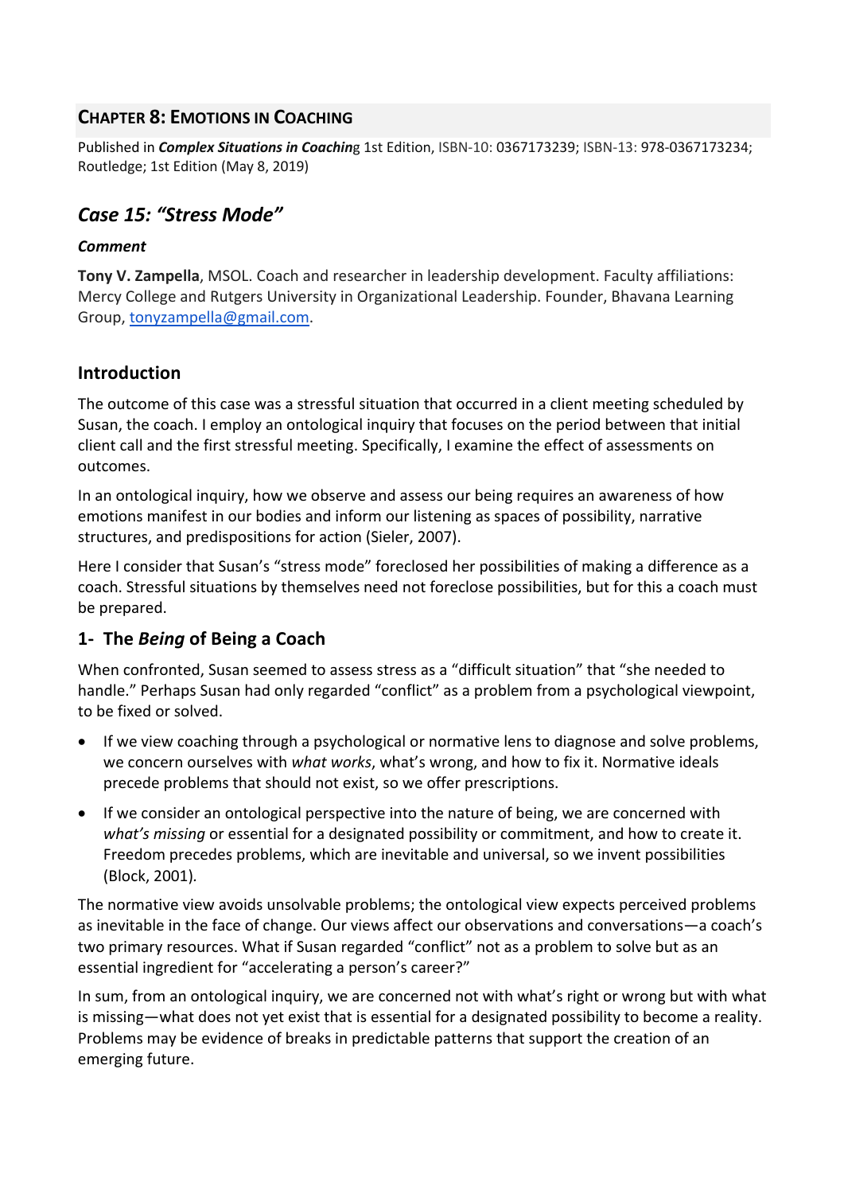## **Chapter 8: Emotions in Coaching**

Published in ***Complex Situations in Coaching*** 1st Edition, ISBN-10: 0367173239; ISBN-13: 978-0367173234; Routledge; 1st Edition (May 8, 2019)

## *Case 15: "Stress Mode"*

### *Comment*

**Tony V. Zampella**, MSOL. Coach and researcher in leadership development. Faculty affiliations: Mercy College and Rutgers University in Organizational Leadership. Founder, Bhavana Learning Group, tonyzampella@gmail.com.

### Introduction

The outcome of this case was a stressful situation that occurred in a client meeting scheduled by Susan, the coach. I employ an ontological inquiry that focuses on the period between that initial client call and the first stressful meeting. Specifically, I examine the effect of assessments on outcomes.

In an ontological inquiry, how we observe and assess our being requires an awareness of how emotions manifest in our bodies and inform our listening as spaces of possibility, narrative structures, and predispositions for action (Sieler, 2007).

Here I consider that Susan's "stress mode" foreclosed her possibilities of making a difference as a coach. Stressful situations by themselves need not foreclose possibilities, but for this a coach must be prepared.

### 1- The *Being* of Being a Coach

When confronted, Susan seemed to assess stress as a "difficult situation" that "she needed to handle." Perhaps Susan had only regarded "conflict" as a problem from a psychological viewpoint, to be fixed or solved.

- If we view coaching through a psychological or normative lens to diagnose and solve problems, we concern ourselves with *what works*, what's wrong, and how to fix it. Normative ideals precede problems that should not exist, so we offer prescriptions.
- If we consider an ontological perspective into the nature of being, we are concerned with *what's missing* or essential for a designated possibility or commitment, and how to create it. Freedom precedes problems, which are inevitable and universal, so we invent possibilities (Block, 2001).

The normative view avoids unsolvable problems; the ontological view expects perceived problems as inevitable in the face of change. Our views affect our observations and conversations—a coach's two primary resources. What if Susan regarded "conflict" not as a problem to solve but as an essential ingredient for "accelerating a person's career?"

In sum, from an ontological inquiry, we are concerned not with what's right or wrong but with what is missing—what does not yet exist that is essential for a designated possibility to become a reality. Problems may be evidence of breaks in predictable patterns that support the creation of an emerging future.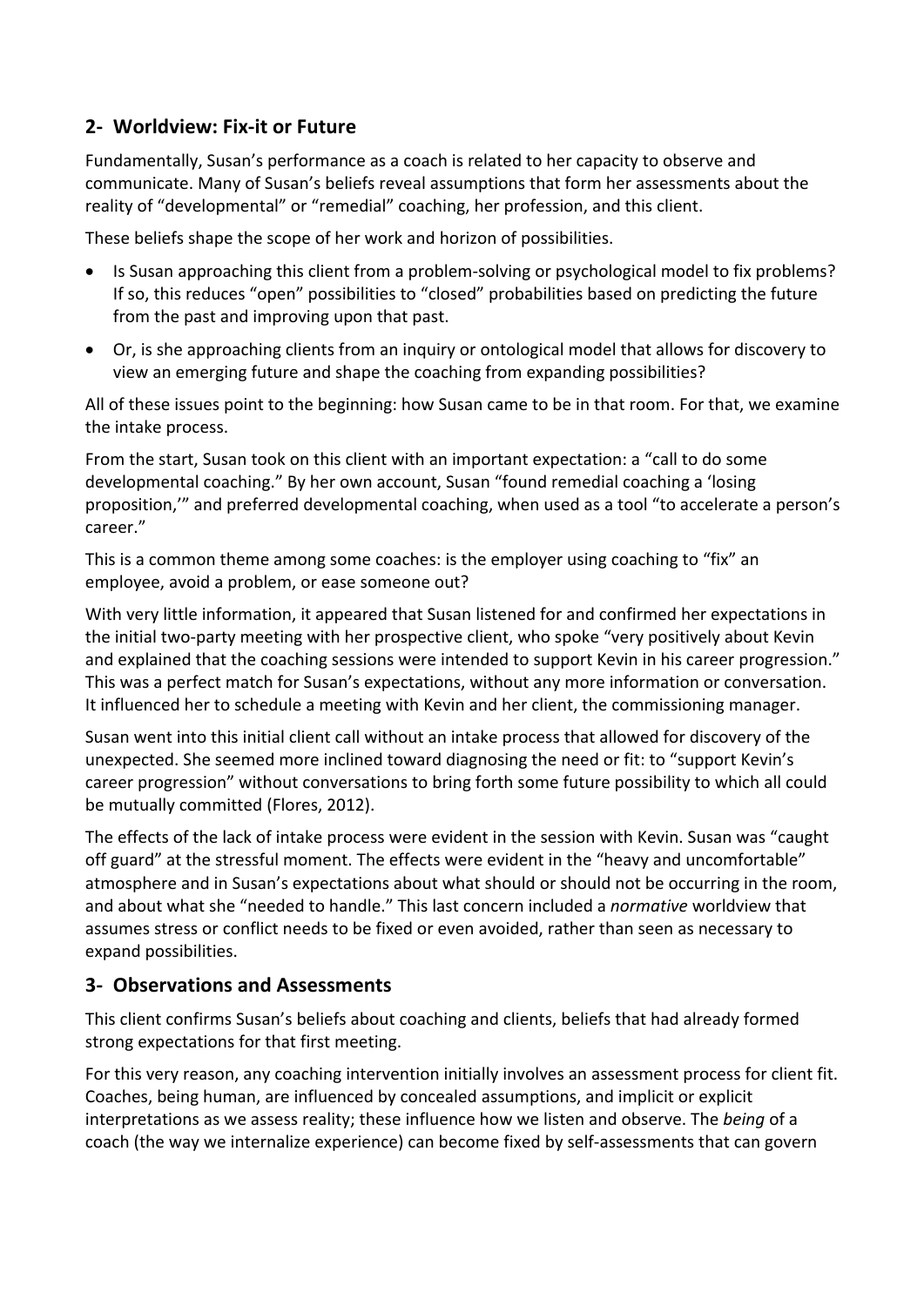## 2- Worldview: Fix-it or Future

Fundamentally, Susan's performance as a coach is related to her capacity to observe and communicate. Many of Susan's beliefs reveal assumptions that form her assessments about the reality of "developmental" or "remedial" coaching, her profession, and this client.

These beliefs shape the scope of her work and horizon of possibilities.

- Is Susan approaching this client from a problem-solving or psychological model to fix problems? If so, this reduces "open" possibilities to "closed" probabilities based on predicting the future from the past and improving upon that past.
- Or, is she approaching clients from an inquiry or ontological model that allows for discovery to view an emerging future and shape the coaching from expanding possibilities?

All of these issues point to the beginning: how Susan came to be in that room. For that, we examine the intake process.

From the start, Susan took on this client with an important expectation: a "call to do some developmental coaching." By her own account, Susan "found remedial coaching a 'losing proposition,'" and preferred developmental coaching, when used as a tool "to accelerate a person's career."

This is a common theme among some coaches: is the employer using coaching to "fix" an employee, avoid a problem, or ease someone out?

With very little information, it appeared that Susan listened for and confirmed her expectations in the initial two-party meeting with her prospective client, who spoke "very positively about Kevin and explained that the coaching sessions were intended to support Kevin in his career progression." This was a perfect match for Susan's expectations, without any more information or conversation. It influenced her to schedule a meeting with Kevin and her client, the commissioning manager.

Susan went into this initial client call without an intake process that allowed for discovery of the unexpected. She seemed more inclined toward diagnosing the need or fit: to "support Kevin's career progression" without conversations to bring forth some future possibility to which all could be mutually committed (Flores, 2012).

The effects of the lack of intake process were evident in the session with Kevin. Susan was "caught off guard" at the stressful moment. The effects were evident in the "heavy and uncomfortable" atmosphere and in Susan's expectations about what should or should not be occurring in the room, and about what she "needed to handle." This last concern included a *normative* worldview that assumes stress or conflict needs to be fixed or even avoided, rather than seen as necessary to expand possibilities.

## 3- Observations and Assessments

This client confirms Susan's beliefs about coaching and clients, beliefs that had already formed strong expectations for that first meeting.

For this very reason, any coaching intervention initially involves an assessment process for client fit. Coaches, being human, are influenced by concealed assumptions, and implicit or explicit interpretations as we assess reality; these influence how we listen and observe. The *being* of a coach (the way we internalize experience) can become fixed by self-assessments that can govern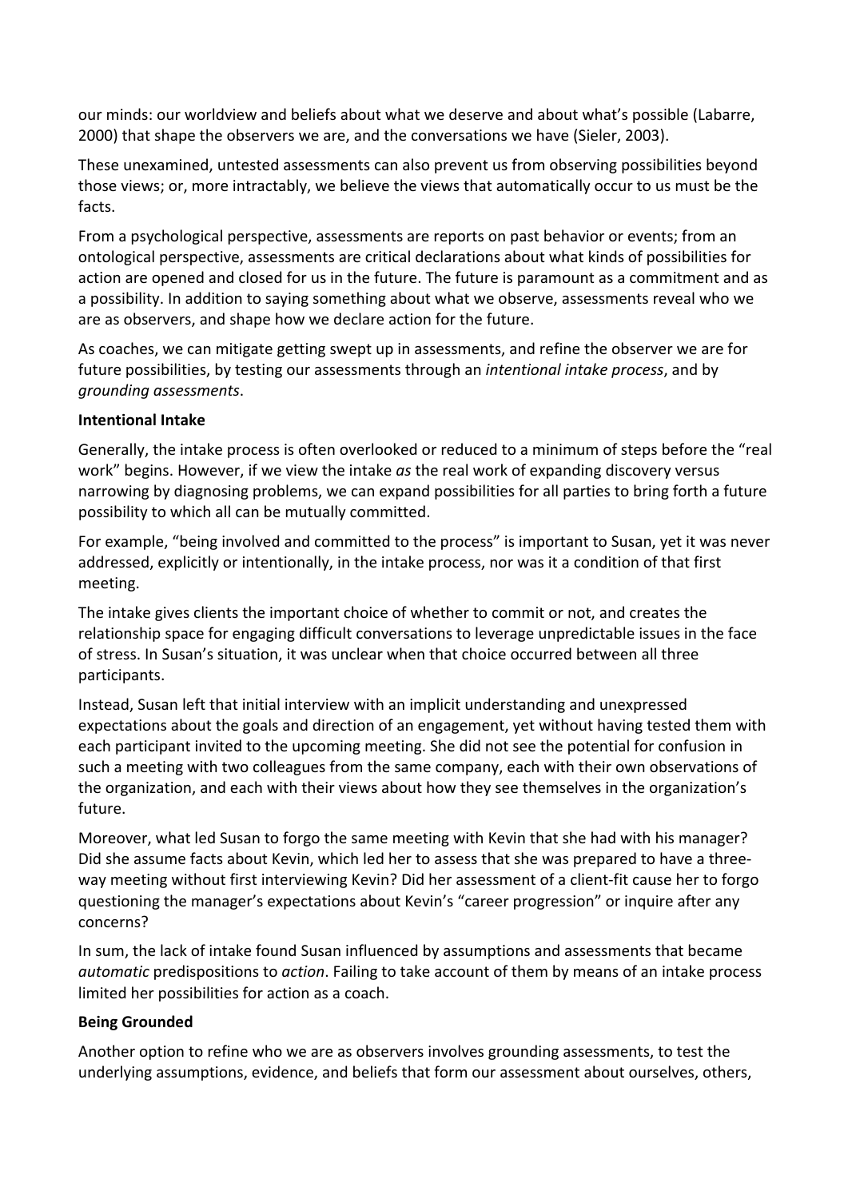our minds: our worldview and beliefs about what we deserve and about what's possible (Labarre, 2000) that shape the observers we are, and the conversations we have (Sieler, 2003).

These unexamined, untested assessments can also prevent us from observing possibilities beyond those views; or, more intractably, we believe the views that automatically occur to us must be the facts.

From a psychological perspective, assessments are reports on past behavior or events; from an ontological perspective, assessments are critical declarations about what kinds of possibilities for action are opened and closed for us in the future. The future is paramount as a commitment and as a possibility. In addition to saying something about what we observe, assessments reveal who we are as observers, and shape how we declare action for the future.

As coaches, we can mitigate getting swept up in assessments, and refine the observer we are for future possibilities, by testing our assessments through an *intentional intake process*, and by *grounding assessments*.

**Intentional Intake**

Generally, the intake process is often overlooked or reduced to a minimum of steps before the "real work" begins. However, if we view the intake *as* the real work of expanding discovery versus narrowing by diagnosing problems, we can expand possibilities for all parties to bring forth a future possibility to which all can be mutually committed.

For example, "being involved and committed to the process" is important to Susan, yet it was never addressed, explicitly or intentionally, in the intake process, nor was it a condition of that first meeting.

The intake gives clients the important choice of whether to commit or not, and creates the relationship space for engaging difficult conversations to leverage unpredictable issues in the face of stress. In Susan's situation, it was unclear when that choice occurred between all three participants.

Instead, Susan left that initial interview with an implicit understanding and unexpressed expectations about the goals and direction of an engagement, yet without having tested them with each participant invited to the upcoming meeting. She did not see the potential for confusion in such a meeting with two colleagues from the same company, each with their own observations of the organization, and each with their views about how they see themselves in the organization's future.

Moreover, what led Susan to forgo the same meeting with Kevin that she had with his manager? Did she assume facts about Kevin, which led her to assess that she was prepared to have a three-way meeting without first interviewing Kevin? Did her assessment of a client-fit cause her to forgo questioning the manager's expectations about Kevin's "career progression" or inquire after any concerns?

In sum, the lack of intake found Susan influenced by assumptions and assessments that became *automatic* predispositions to *action*. Failing to take account of them by means of an intake process limited her possibilities for action as a coach.

**Being Grounded**

Another option to refine who we are as observers involves grounding assessments, to test the underlying assumptions, evidence, and beliefs that form our assessment about ourselves, others,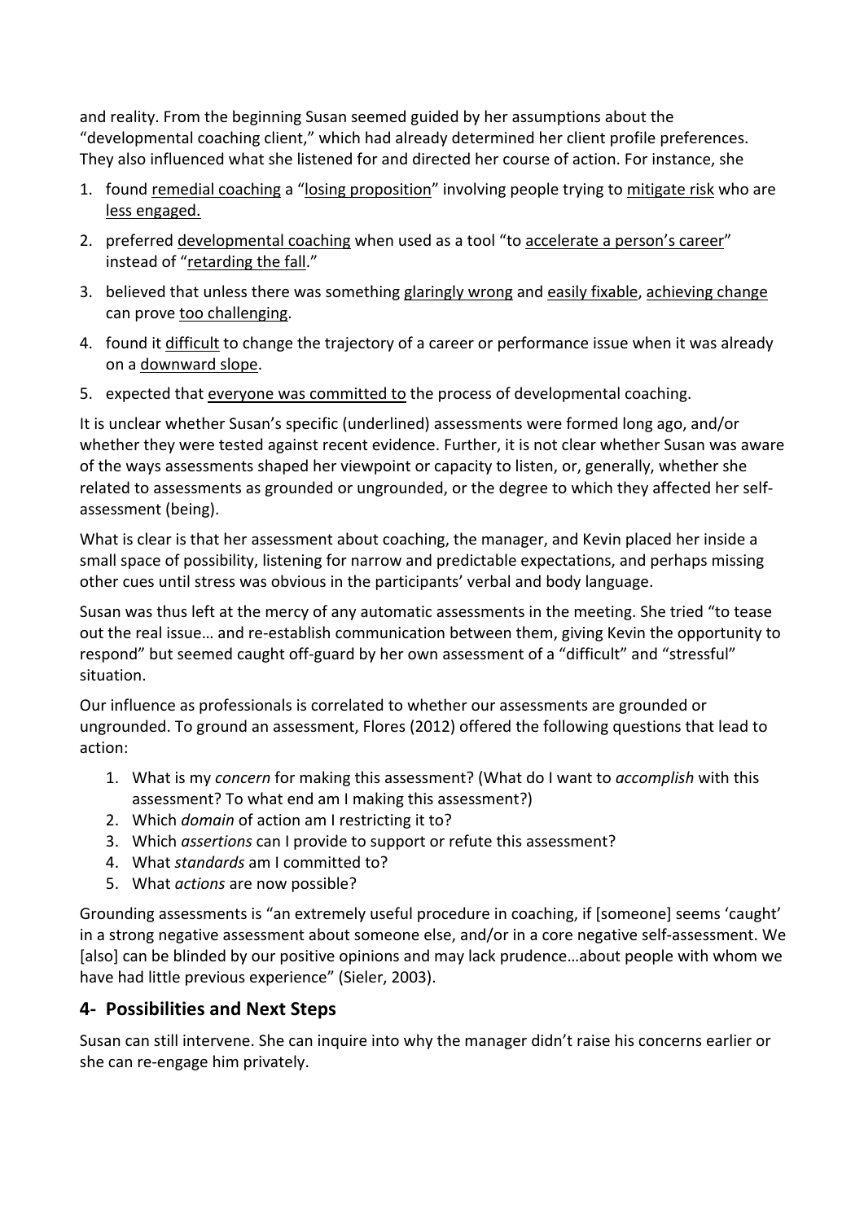and reality. From the beginning Susan seemed guided by her assumptions about the "developmental coaching client," which had already determined her client profile preferences. They also influenced what she listened for and directed her course of action. For instance, she

1. found <u>remedial coaching</u> a "<u>losing proposition</u>" involving people trying to <u>mitigate risk</u> who are <u>less engaged.</u>
2. preferred <u>developmental coaching</u> when used as a tool "to <u>accelerate a person's career</u>" instead of "<u>retarding the fall</u>."
3. believed that unless there was something <u>glaringly wrong</u> and <u>easily fixable</u>, <u>achieving change</u> can prove <u>too challenging</u>.
4. found it <u>difficult</u> to change the trajectory of a career or performance issue when it was already on a <u>downward slope</u>.
5. expected that <u>everyone was committed to</u> the process of developmental coaching.

It is unclear whether Susan's specific (underlined) assessments were formed long ago, and/or whether they were tested against recent evidence. Further, it is not clear whether Susan was aware of the ways assessments shaped her viewpoint or capacity to listen, or, generally, whether she related to assessments as grounded or ungrounded, or the degree to which they affected her self-assessment (being).

What is clear is that her assessment about coaching, the manager, and Kevin placed her inside a small space of possibility, listening for narrow and predictable expectations, and perhaps missing other cues until stress was obvious in the participants' verbal and body language.

Susan was thus left at the mercy of any automatic assessments in the meeting. She tried "to tease out the real issue… and re-establish communication between them, giving Kevin the opportunity to respond" but seemed caught off-guard by her own assessment of a "difficult" and "stressful" situation.

Our influence as professionals is correlated to whether our assessments are grounded or ungrounded. To ground an assessment, Flores (2012) offered the following questions that lead to action:

1. What is my *concern* for making this assessment? (What do I want to *accomplish* with this assessment? To what end am I making this assessment?)
2. Which *domain* of action am I restricting it to?
3. Which *assertions* can I provide to support or refute this assessment?
4. What *standards* am I committed to?
5. What *actions* are now possible?

Grounding assessments is "an extremely useful procedure in coaching, if [someone] seems 'caught' in a strong negative assessment about someone else, and/or in a core negative self-assessment. We [also] can be blinded by our positive opinions and may lack prudence…about people with whom we have had little previous experience" (Sieler, 2003).

## 4- Possibilities and Next Steps

Susan can still intervene. She can inquire into why the manager didn't raise his concerns earlier or she can re-engage him privately.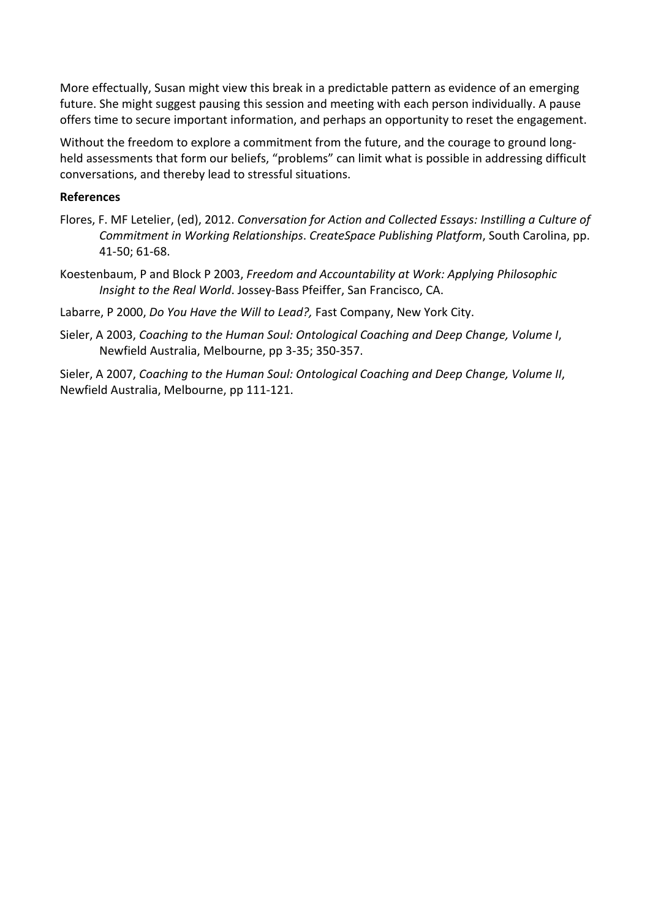More effectually, Susan might view this break in a predictable pattern as evidence of an emerging future. She might suggest pausing this session and meeting with each person individually. A pause offers time to secure important information, and perhaps an opportunity to reset the engagement.

Without the freedom to explore a commitment from the future, and the courage to ground long-held assessments that form our beliefs, "problems" can limit what is possible in addressing difficult conversations, and thereby lead to stressful situations.

**References**

Flores, F. MF Letelier, (ed), 2012. *Conversation for Action and Collected Essays: Instilling a Culture of Commitment in Working Relationships*. *CreateSpace Publishing Platform*, South Carolina, pp. 41-50; 61-68.

Koestenbaum, P and Block P 2003, *Freedom and Accountability at Work: Applying Philosophic Insight to the Real World*. Jossey-Bass Pfeiffer, San Francisco, CA.

Labarre, P 2000, *Do You Have the Will to Lead?,* Fast Company, New York City.

Sieler, A 2003, *Coaching to the Human Soul: Ontological Coaching and Deep Change, Volume I*, Newfield Australia, Melbourne, pp 3-35; 350-357.

Sieler, A 2007, *Coaching to the Human Soul: Ontological Coaching and Deep Change, Volume II*, Newfield Australia, Melbourne, pp 111-121.